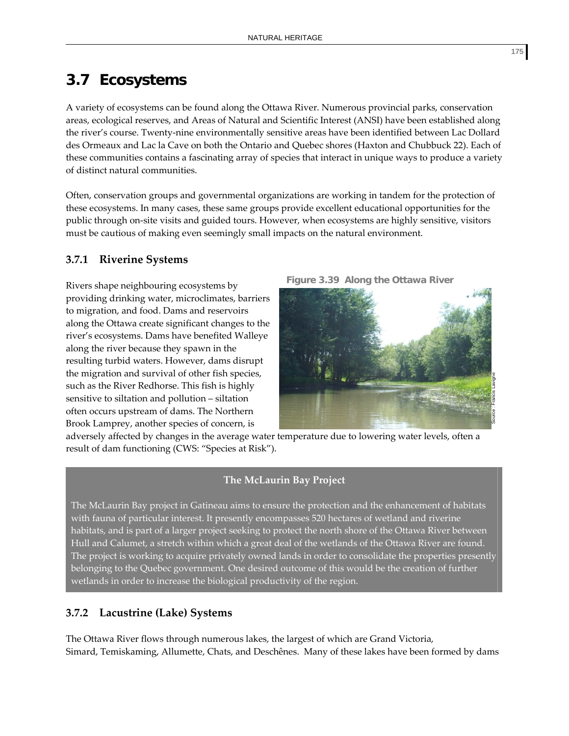## 3.7 Ecosystems

A variety of ecosystems can be found along the Ottawa River. Numerous provincial parks, conservation areas, ecological reserves, and Areas of Natural and Scientific Interest (ANSI) have been established along the river's course. Twenty-nine environmentally sensitive areas have been identified between Lac Dollard des Ormeaux and Lac la Cave on both the Ontario and Quebec shores (Haxton and Chubbuck 22). Each of these communities contains a fascinating array of species that interact in unique ways to produce a variety of distinct natural communities.

Often, conservation groups and governmental organizations are working in tandem for the protection of these ecosystems. In many cases, these same groups provide excellent educational opportunities for the public through on-site visits and guided tours. However, when ecosystems are highly sensitive, visitors must be cautious of making even seemingly small impacts on the natural environment.

### 3.7.1 Riverine Systems

**Figure 3.39 Along the Ottawa River**

Source : Francis Lavigne

Rivers shape neighbouring ecosystems by providing drinking water, microclimates, barriers to migration, and food. Dams and reservoirs along the Ottawa create significant changes to the river's ecosystems. Dams have benefited Walleye along the river because they spawn in the resulting turbid waters. However, dams disrupt the migration and survival of other fish species, such as the River Redhorse. This fish is highly sensitive to siltation and pollution – siltation often occurs upstream of dams. The Northern Brook Lamprey, another species of concern, is adversely affected by changes in the average water temperature due to lowering water levels, often a result of dam functioning (CWS: "Species at Risk").

**The McLaurin Bay Project**

The McLaurin Bay project in Gatineau aims to ensure the protection and the enhancement of habitats with fauna of particular interest. It presently encompasses 520 hectares of wetland and riverine habitats, and is part of a larger project seeking to protect the north shore of the Ottawa River between Hull and Calumet, a stretch within which a great deal of the wetlands of the Ottawa River are found. The project is working to acquire privately owned lands in order to consolidate the properties presently belonging to the Quebec government. One desired outcome of this would be the creation of further wetlands in order to increase the biological productivity of the region.

### 3.7.2 Lacustrine (Lake) Systems

The Ottawa River flows through numerous lakes, the largest of which are Grand Victoria, Simard, Temiskaming, Allumette, Chats, and Deschênes. Many of these lakes have been formed by dams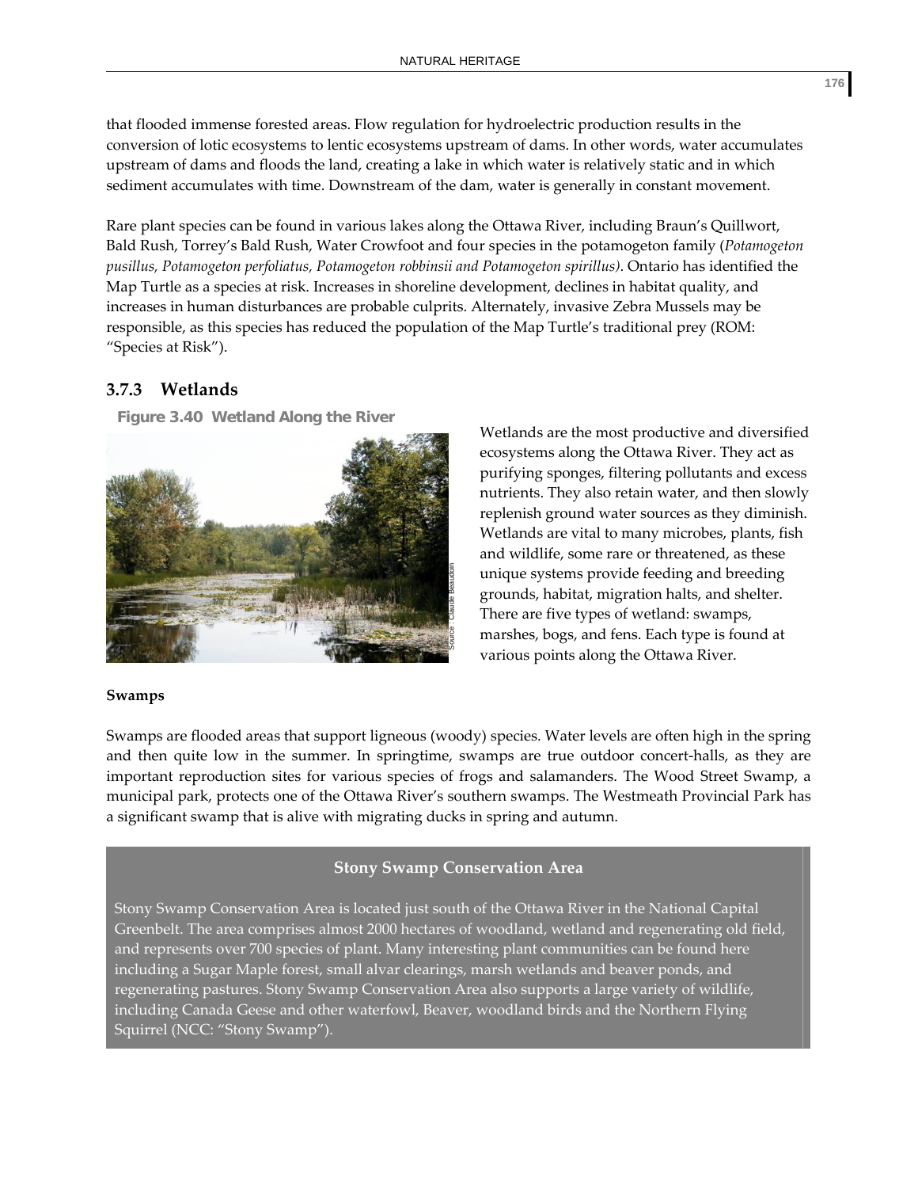that flooded immense forested areas. Flow regulation for hydroelectric production results in the conversion of lotic ecosystems to lentic ecosystems upstream of dams. In other words, water accumulates upstream of dams and floods the land, creating a lake in which water is relatively static and in which sediment accumulates with time. Downstream of the dam, water is generally in constant movement.

Rare plant species can be found in various lakes along the Ottawa River, including Braun's Quillwort, Bald Rush, Torrey's Bald Rush, Water Crowfoot and four species in the potamogeton family (*Potamogeton pusillus, Potamogeton perfoliatus, Potamogeton robbinsii and Potamogeton spirillus)*. Ontario has identified the Map Turtle as a species at risk. Increases in shoreline development, declines in habitat quality, and increases in human disturbances are probable culprits. Alternately, invasive Zebra Mussels may be responsible, as this species has reduced the population of the Map Turtle's traditional prey (ROM: "Species at Risk").

### 3.7.3 Wetlands

**Figure 3.40 Wetland Along the River**

Source : Claude Beaudoin

Wetlands are the most productive and diversified ecosystems along the Ottawa River. They act as purifying sponges, filtering pollutants and excess nutrients. They also retain water, and then slowly replenish ground water sources as they diminish. Wetlands are vital to many microbes, plants, fish and wildlife, some rare or threatened, as these unique systems provide feeding and breeding grounds, habitat, migration halts, and shelter. There are five types of wetland: swamps, marshes, bogs, and fens. Each type is found at various points along the Ottawa River.

**Swamps**

Swamps are flooded areas that support ligneous (woody) species. Water levels are often high in the spring and then quite low in the summer. In springtime, swamps are true outdoor concert-halls, as they are important reproduction sites for various species of frogs and salamanders. The Wood Street Swamp, a municipal park, protects one of the Ottawa River's southern swamps. The Westmeath Provincial Park has a significant swamp that is alive with migrating ducks in spring and autumn.

**Stony Swamp Conservation Area**

Stony Swamp Conservation Area is located just south of the Ottawa River in the National Capital Greenbelt. The area comprises almost 2000 hectares of woodland, wetland and regenerating old field, and represents over 700 species of plant. Many interesting plant communities can be found here including a Sugar Maple forest, small alvar clearings, marsh wetlands and beaver ponds, and regenerating pastures. Stony Swamp Conservation Area also supports a large variety of wildlife, including Canada Geese and other waterfowl, Beaver, woodland birds and the Northern Flying Squirrel (NCC: "Stony Swamp").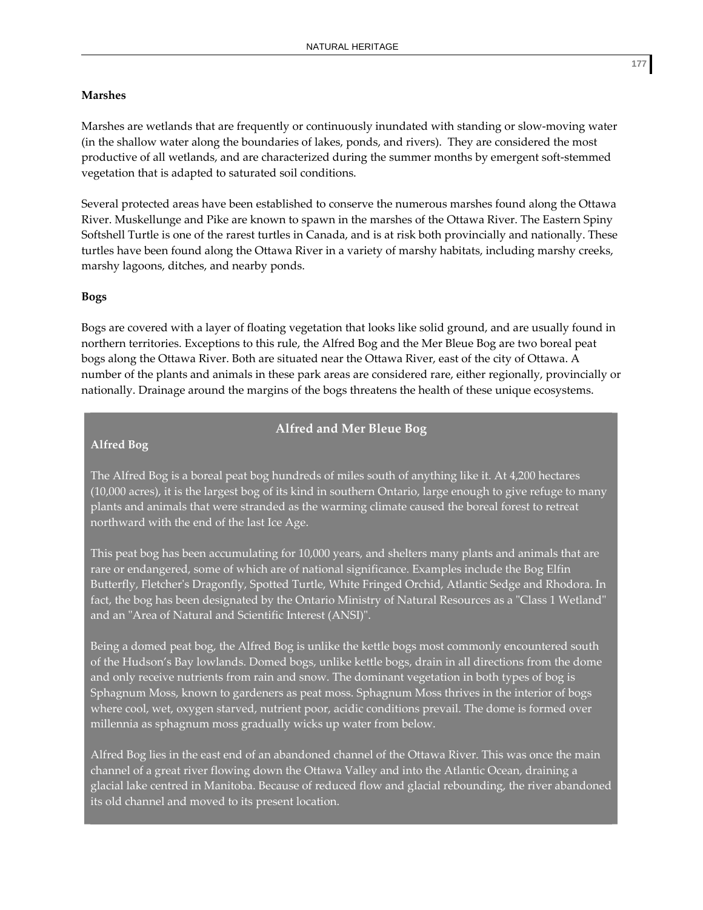### Marshes

Marshes are wetlands that are frequently or continuously inundated with standing or slow-moving water (in the shallow water along the boundaries of lakes, ponds, and rivers). They are considered the most productive of all wetlands, and are characterized during the summer months by emergent soft-stemmed vegetation that is adapted to saturated soil conditions.

Several protected areas have been established to conserve the numerous marshes found along the Ottawa River. Muskellunge and Pike are known to spawn in the marshes of the Ottawa River. The Eastern Spiny Softshell Turtle is one of the rarest turtles in Canada, and is at risk both provincially and nationally. These turtles have been found along the Ottawa River in a variety of marshy habitats, including marshy creeks, marshy lagoons, ditches, and nearby ponds.

### Bogs

Bogs are covered with a layer of floating vegetation that looks like solid ground, and are usually found in northern territories. Exceptions to this rule, the Alfred Bog and the Mer Bleue Bog are two boreal peat bogs along the Ottawa River. Both are situated near the Ottawa River, east of the city of Ottawa. A number of the plants and animals in these park areas are considered rare, either regionally, provincially or nationally. Drainage around the margins of the bogs threatens the health of these unique ecosystems.

#### Alfred and Mer Bleue Bog

**Alfred Bog**

The Alfred Bog is a boreal peat bog hundreds of miles south of anything like it. At 4,200 hectares (10,000 acres), it is the largest bog of its kind in southern Ontario, large enough to give refuge to many plants and animals that were stranded as the warming climate caused the boreal forest to retreat northward with the end of the last Ice Age.

This peat bog has been accumulating for 10,000 years, and shelters many plants and animals that are rare or endangered, some of which are of national significance. Examples include the Bog Elfin Butterfly, Fletcher's Dragonfly, Spotted Turtle, White Fringed Orchid, Atlantic Sedge and Rhodora. In fact, the bog has been designated by the Ontario Ministry of Natural Resources as a "Class 1 Wetland" and an "Area of Natural and Scientific Interest (ANSI)".

Being a domed peat bog, the Alfred Bog is unlike the kettle bogs most commonly encountered south of the Hudson's Bay lowlands. Domed bogs, unlike kettle bogs, drain in all directions from the dome and only receive nutrients from rain and snow. The dominant vegetation in both types of bog is Sphagnum Moss, known to gardeners as peat moss. Sphagnum Moss thrives in the interior of bogs where cool, wet, oxygen starved, nutrient poor, acidic conditions prevail. The dome is formed over millennia as sphagnum moss gradually wicks up water from below.

Alfred Bog lies in the east end of an abandoned channel of the Ottawa River. This was once the main channel of a great river flowing down the Ottawa Valley and into the Atlantic Ocean, draining a glacial lake centred in Manitoba. Because of reduced flow and glacial rebounding, the river abandoned its old channel and moved to its present location.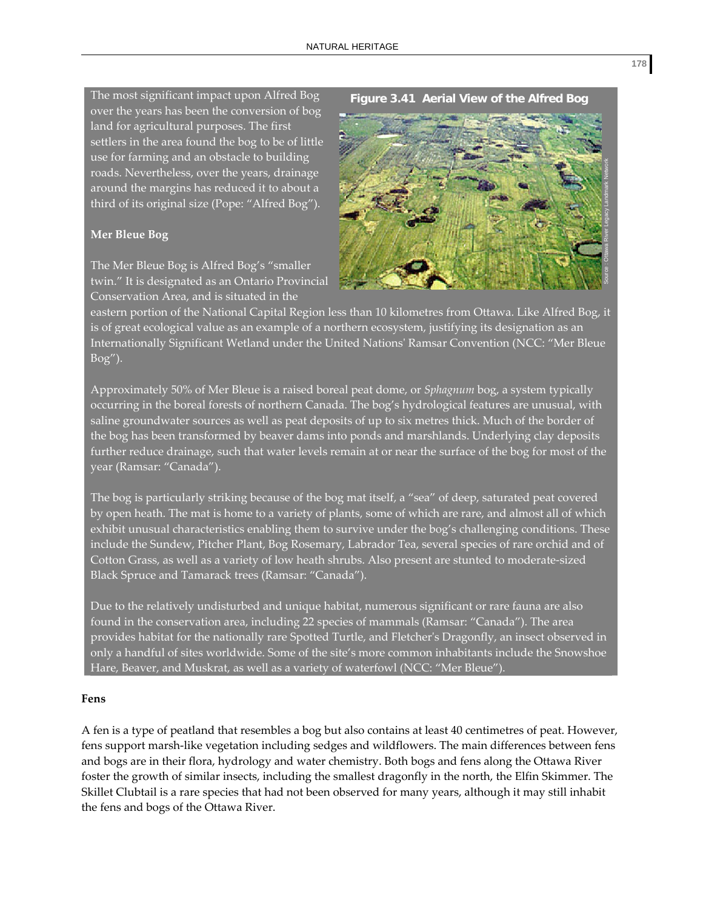The most significant impact upon Alfred Bog over the years has been the conversion of bog land for agricultural purposes. The first settlers in the area found the bog to be of little use for farming and an obstacle to building roads. Nevertheless, over the years, drainage around the margins has reduced it to about a third of its original size (Pope: "Alfred Bog").

**Figure 3.41 Aerial View of the Alfred Bog**

Source : Ottawa River Legacy Landmark Network

**Mer Bleue Bog**

The Mer Bleue Bog is Alfred Bog's "smaller twin." It is designated as an Ontario Provincial Conservation Area, and is situated in the eastern portion of the National Capital Region less than 10 kilometres from Ottawa. Like Alfred Bog, it is of great ecological value as an example of a northern ecosystem, justifying its designation as an Internationally Significant Wetland under the United Nations' Ramsar Convention (NCC: "Mer Bleue Bog").

Approximately 50% of Mer Bleue is a raised boreal peat dome, or *Sphagnum* bog, a system typically occurring in the boreal forests of northern Canada. The bog's hydrological features are unusual, with saline groundwater sources as well as peat deposits of up to six metres thick. Much of the border of the bog has been transformed by beaver dams into ponds and marshlands. Underlying clay deposits further reduce drainage, such that water levels remain at or near the surface of the bog for most of the year (Ramsar: "Canada").

The bog is particularly striking because of the bog mat itself, a "sea" of deep, saturated peat covered by open heath. The mat is home to a variety of plants, some of which are rare, and almost all of which exhibit unusual characteristics enabling them to survive under the bog's challenging conditions. These include the Sundew, Pitcher Plant, Bog Rosemary, Labrador Tea, several species of rare orchid and of Cotton Grass, as well as a variety of low heath shrubs. Also present are stunted to moderate-sized Black Spruce and Tamarack trees (Ramsar: "Canada").

Due to the relatively undisturbed and unique habitat, numerous significant or rare fauna are also found in the conservation area, including 22 species of mammals (Ramsar: "Canada"). The area provides habitat for the nationally rare Spotted Turtle, and Fletcher's Dragonfly, an insect observed in only a handful of sites worldwide. Some of the site's more common inhabitants include the Snowshoe Hare, Beaver, and Muskrat, as well as a variety of waterfowl (NCC: "Mer Bleue").

**Fens**

A fen is a type of peatland that resembles a bog but also contains at least 40 centimetres of peat. However, fens support marsh-like vegetation including sedges and wildflowers. The main differences between fens and bogs are in their flora, hydrology and water chemistry. Both bogs and fens along the Ottawa River foster the growth of similar insects, including the smallest dragonfly in the north, the Elfin Skimmer. The Skillet Clubtail is a rare species that had not been observed for many years, although it may still inhabit the fens and bogs of the Ottawa River.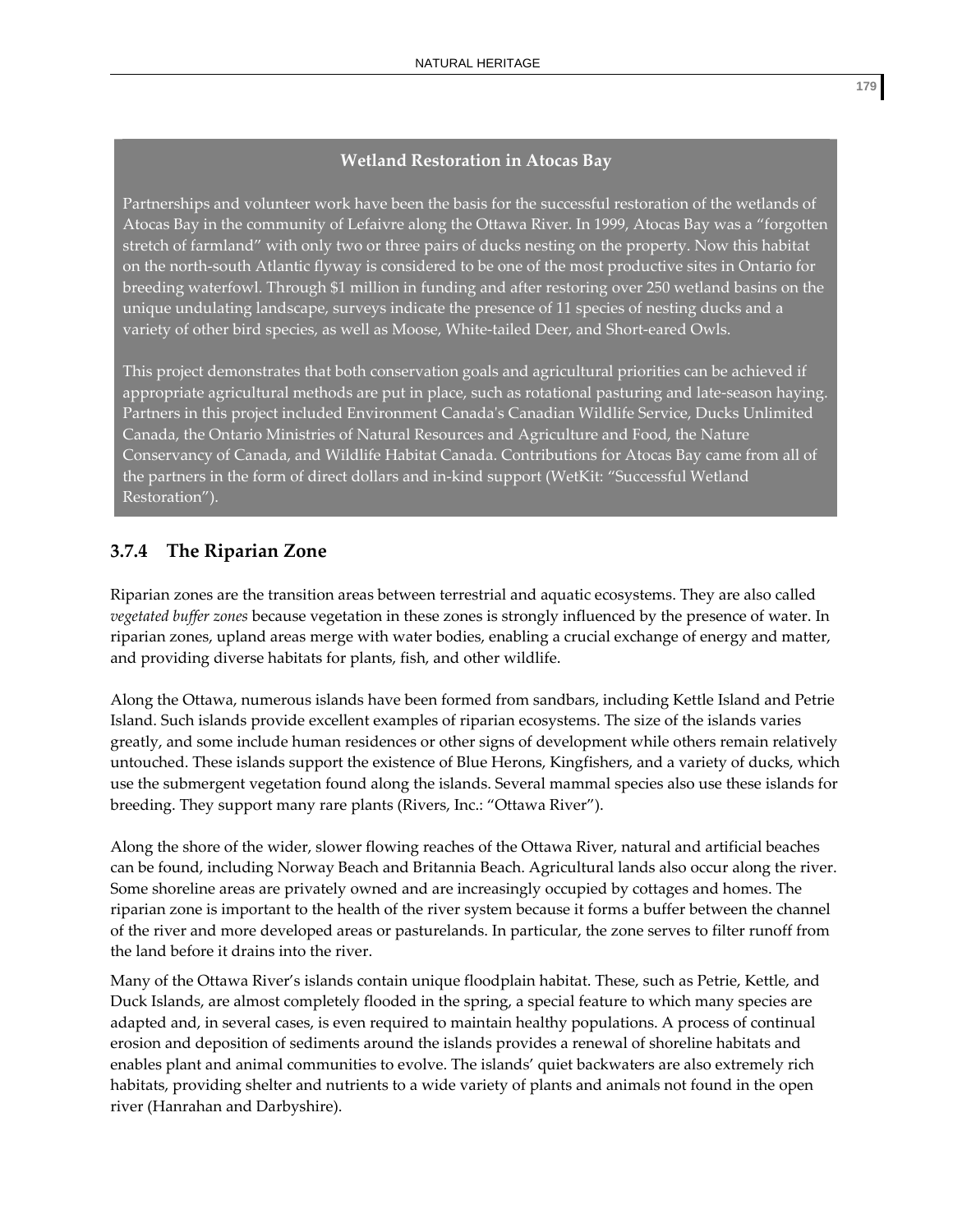**Wetland Restoration in Atocas Bay**

Partnerships and volunteer work have been the basis for the successful restoration of the wetlands of Atocas Bay in the community of Lefaivre along the Ottawa River. In 1999, Atocas Bay was a "forgotten stretch of farmland" with only two or three pairs of ducks nesting on the property. Now this habitat on the north-south Atlantic flyway is considered to be one of the most productive sites in Ontario for breeding waterfowl. Through $1 million in funding and after restoring over 250 wetland basins on the unique undulating landscape, surveys indicate the presence of 11 species of nesting ducks and a variety of other bird species, as well as Moose, White-tailed Deer, and Short-eared Owls.

This project demonstrates that both conservation goals and agricultural priorities can be achieved if appropriate agricultural methods are put in place, such as rotational pasturing and late-season haying. Partners in this project included Environment Canada's Canadian Wildlife Service, Ducks Unlimited Canada, the Ontario Ministries of Natural Resources and Agriculture and Food, the Nature Conservancy of Canada, and Wildlife Habitat Canada. Contributions for Atocas Bay came from all of the partners in the form of direct dollars and in-kind support (WetKit: "Successful Wetland Restoration").

### 3.7.4 The Riparian Zone

Riparian zones are the transition areas between terrestrial and aquatic ecosystems. They are also called *vegetated buffer zones* because vegetation in these zones is strongly influenced by the presence of water. In riparian zones, upland areas merge with water bodies, enabling a crucial exchange of energy and matter, and providing diverse habitats for plants, fish, and other wildlife.

Along the Ottawa, numerous islands have been formed from sandbars, including Kettle Island and Petrie Island. Such islands provide excellent examples of riparian ecosystems. The size of the islands varies greatly, and some include human residences or other signs of development while others remain relatively untouched. These islands support the existence of Blue Herons, Kingfishers, and a variety of ducks, which use the submergent vegetation found along the islands. Several mammal species also use these islands for breeding. They support many rare plants (Rivers, Inc.: "Ottawa River").

Along the shore of the wider, slower flowing reaches of the Ottawa River, natural and artificial beaches can be found, including Norway Beach and Britannia Beach. Agricultural lands also occur along the river. Some shoreline areas are privately owned and are increasingly occupied by cottages and homes. The riparian zone is important to the health of the river system because it forms a buffer between the channel of the river and more developed areas or pasturelands. In particular, the zone serves to filter runoff from the land before it drains into the river.

Many of the Ottawa River's islands contain unique floodplain habitat. These, such as Petrie, Kettle, and Duck Islands, are almost completely flooded in the spring, a special feature to which many species are adapted and, in several cases, is even required to maintain healthy populations. A process of continual erosion and deposition of sediments around the islands provides a renewal of shoreline habitats and enables plant and animal communities to evolve. The islands' quiet backwaters are also extremely rich habitats, providing shelter and nutrients to a wide variety of plants and animals not found in the open river (Hanrahan and Darbyshire).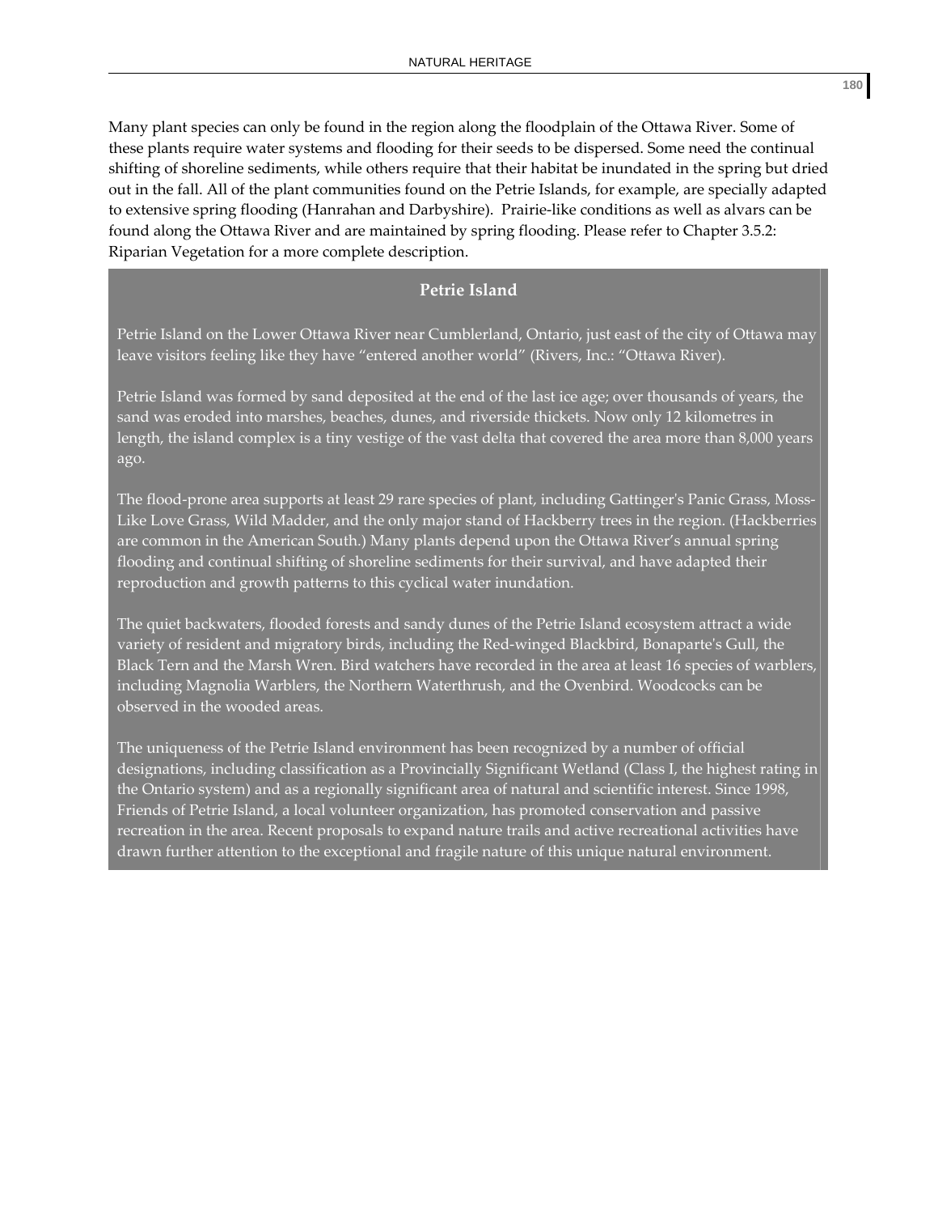Many plant species can only be found in the region along the floodplain of the Ottawa River. Some of these plants require water systems and flooding for their seeds to be dispersed. Some need the continual shifting of shoreline sediments, while others require that their habitat be inundated in the spring but dried out in the fall. All of the plant communities found on the Petrie Islands, for example, are specially adapted to extensive spring flooding (Hanrahan and Darbyshire). Prairie-like conditions as well as alvars can be found along the Ottawa River and are maintained by spring flooding. Please refer to Chapter 3.5.2: Riparian Vegetation for a more complete description.

## Petrie Island

Petrie Island on the Lower Ottawa River near Cumblerland, Ontario, just east of the city of Ottawa may leave visitors feeling like they have "entered another world" (Rivers, Inc.: "Ottawa River).

Petrie Island was formed by sand deposited at the end of the last ice age; over thousands of years, the sand was eroded into marshes, beaches, dunes, and riverside thickets. Now only 12 kilometres in length, the island complex is a tiny vestige of the vast delta that covered the area more than 8,000 years ago.

The flood-prone area supports at least 29 rare species of plant, including Gattinger's Panic Grass, Moss-Like Love Grass, Wild Madder, and the only major stand of Hackberry trees in the region. (Hackberries are common in the American South.) Many plants depend upon the Ottawa River's annual spring flooding and continual shifting of shoreline sediments for their survival, and have adapted their reproduction and growth patterns to this cyclical water inundation.

The quiet backwaters, flooded forests and sandy dunes of the Petrie Island ecosystem attract a wide variety of resident and migratory birds, including the Red-winged Blackbird, Bonaparte's Gull, the Black Tern and the Marsh Wren. Bird watchers have recorded in the area at least 16 species of warblers, including Magnolia Warblers, the Northern Waterthrush, and the Ovenbird. Woodcocks can be observed in the wooded areas.

The uniqueness of the Petrie Island environment has been recognized by a number of official designations, including classification as a Provincially Significant Wetland (Class I, the highest rating in the Ontario system) and as a regionally significant area of natural and scientific interest. Since 1998, Friends of Petrie Island, a local volunteer organization, has promoted conservation and passive recreation in the area. Recent proposals to expand nature trails and active recreational activities have drawn further attention to the exceptional and fragile nature of this unique natural environment.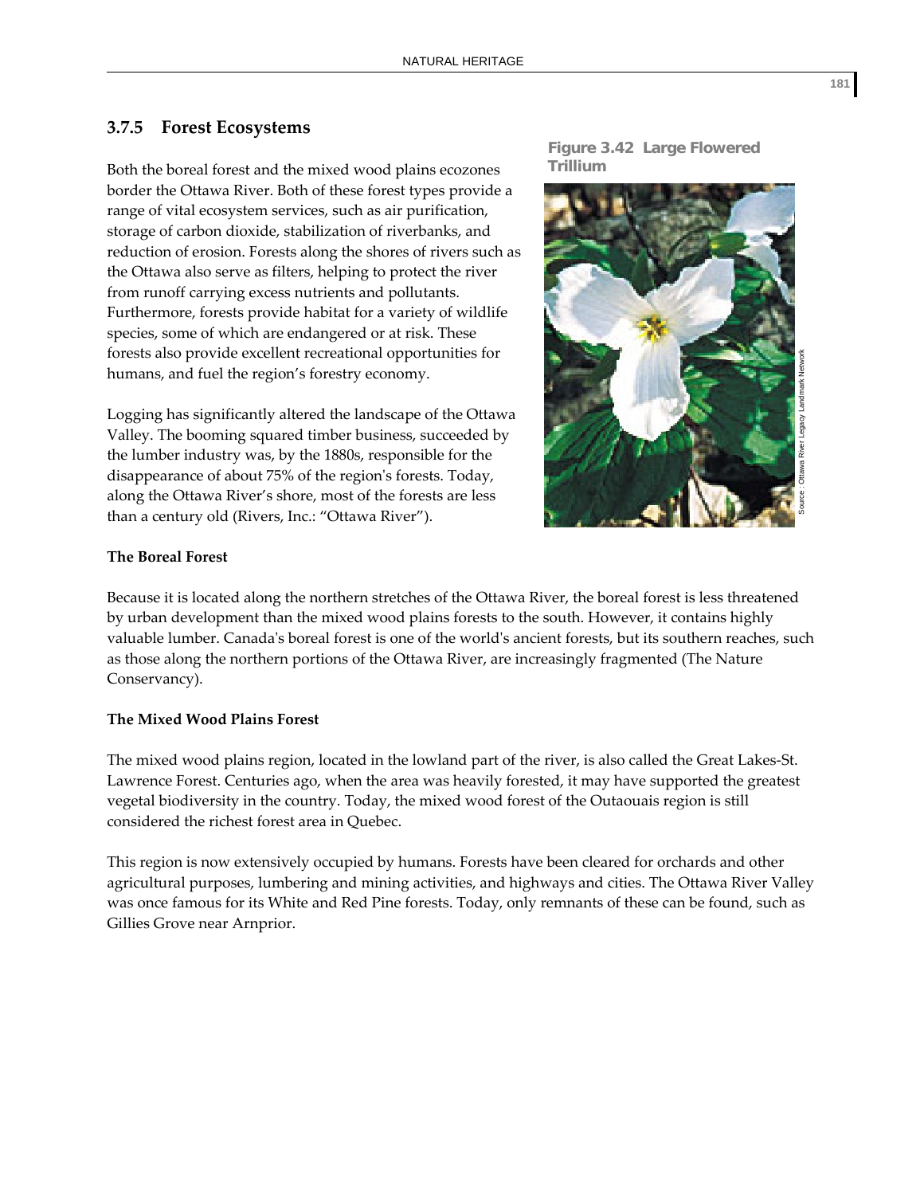### 3.7.5 Forest Ecosystems

Both the boreal forest and the mixed wood plains ecozones border the Ottawa River. Both of these forest types provide a range of vital ecosystem services, such as air purification, storage of carbon dioxide, stabilization of riverbanks, and reduction of erosion. Forests along the shores of rivers such as the Ottawa also serve as filters, helping to protect the river from runoff carrying excess nutrients and pollutants. Furthermore, forests provide habitat for a variety of wildlife species, some of which are endangered or at risk. These forests also provide excellent recreational opportunities for humans, and fuel the region's forestry economy.

Logging has significantly altered the landscape of the Ottawa Valley. The booming squared timber business, succeeded by the lumber industry was, by the 1880s, responsible for the disappearance of about 75% of the region's forests. Today, along the Ottawa River's shore, most of the forests are less than a century old (Rivers, Inc.: "Ottawa River").

**Figure 3.42 Large Flowered Trillium**

Source : Ottawa River Legacy Landmark Network

**The Boreal Forest**

Because it is located along the northern stretches of the Ottawa River, the boreal forest is less threatened by urban development than the mixed wood plains forests to the south. However, it contains highly valuable lumber. Canada's boreal forest is one of the world's ancient forests, but its southern reaches, such as those along the northern portions of the Ottawa River, are increasingly fragmented (The Nature Conservancy).

**The Mixed Wood Plains Forest**

The mixed wood plains region, located in the lowland part of the river, is also called the Great Lakes-St. Lawrence Forest. Centuries ago, when the area was heavily forested, it may have supported the greatest vegetal biodiversity in the country. Today, the mixed wood forest of the Outaouais region is still considered the richest forest area in Quebec.

This region is now extensively occupied by humans. Forests have been cleared for orchards and other agricultural purposes, lumbering and mining activities, and highways and cities. The Ottawa River Valley was once famous for its White and Red Pine forests. Today, only remnants of these can be found, such as Gillies Grove near Arnprior.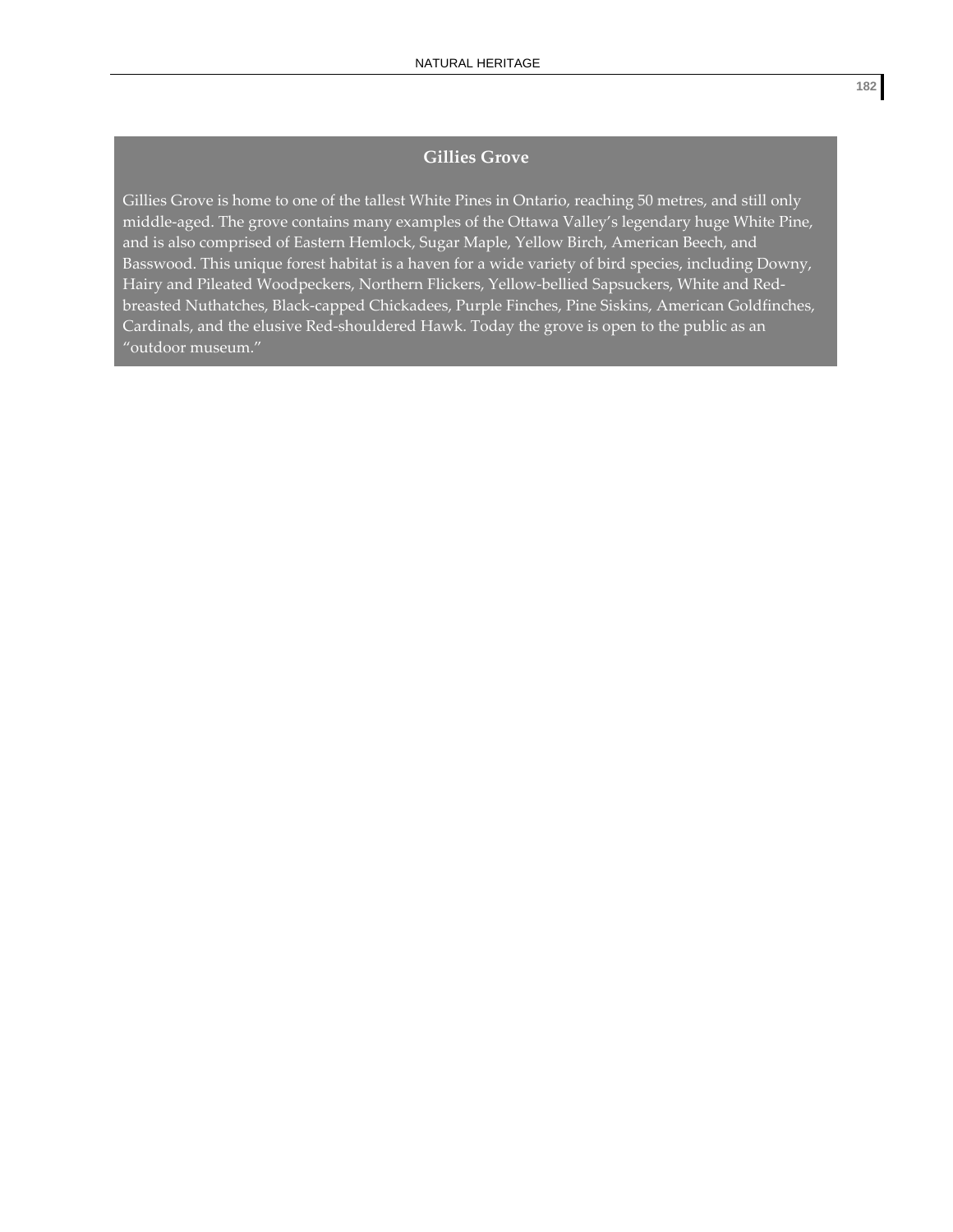### Gillies Grove

Gillies Grove is home to one of the tallest White Pines in Ontario, reaching 50 metres, and still only middle-aged. The grove contains many examples of the Ottawa Valley's legendary huge White Pine, and is also comprised of Eastern Hemlock, Sugar Maple, Yellow Birch, American Beech, and Basswood. This unique forest habitat is a haven for a wide variety of bird species, including Downy, Hairy and Pileated Woodpeckers, Northern Flickers, Yellow-bellied Sapsuckers, White and Red-breasted Nuthatches, Black-capped Chickadees, Purple Finches, Pine Siskins, American Goldfinches, Cardinals, and the elusive Red-shouldered Hawk. Today the grove is open to the public as an "outdoor museum."